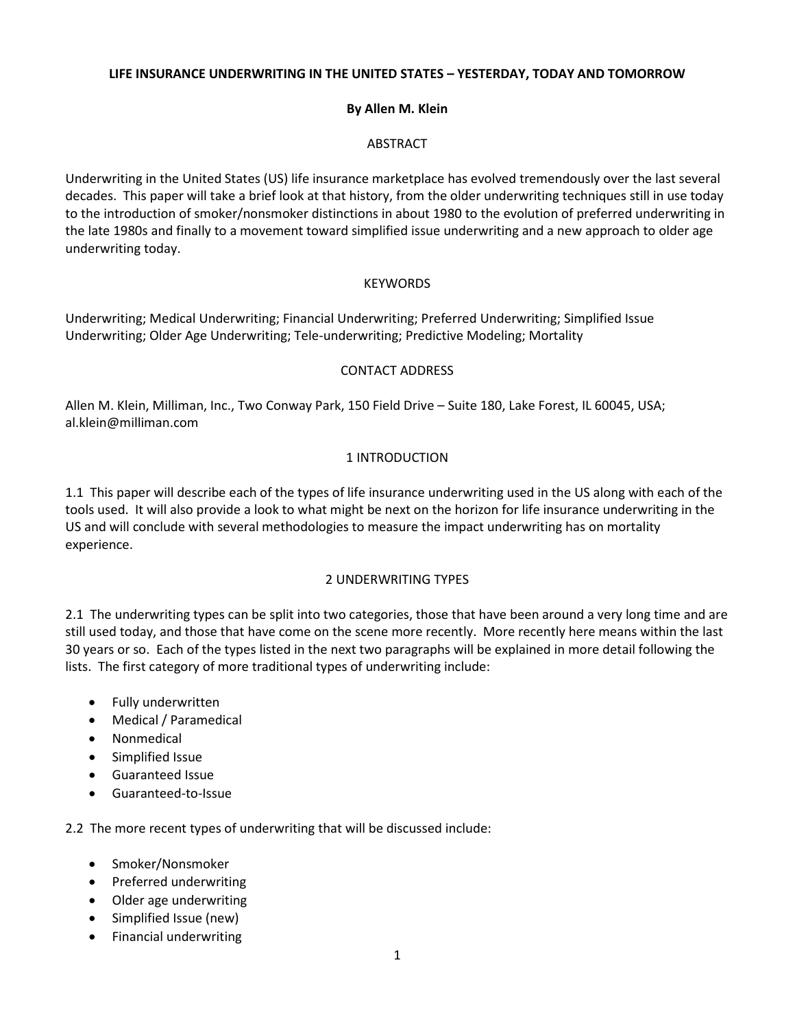# LIFE INSURANCE UNDERWRITING IN THE UNITED STATES – YESTERDAY, TODAY AND TOMORROW

**By Allen M. Klein**

## ABSTRACT

Underwriting in the United States (US) life insurance marketplace has evolved tremendously over the last several decades. This paper will take a brief look at that history, from the older underwriting techniques still in use today to the introduction of smoker/nonsmoker distinctions in about 1980 to the evolution of preferred underwriting in the late 1980s and finally to a movement toward simplified issue underwriting and a new approach to older age underwriting today.

## KEYWORDS

Underwriting; Medical Underwriting; Financial Underwriting; Preferred Underwriting; Simplified Issue Underwriting; Older Age Underwriting; Tele-underwriting; Predictive Modeling; Mortality

## CONTACT ADDRESS

Allen M. Klein, Milliman, Inc., Two Conway Park, 150 Field Drive – Suite 180, Lake Forest, IL 60045, USA; al.klein@milliman.com

## 1 INTRODUCTION

1.1 This paper will describe each of the types of life insurance underwriting used in the US along with each of the tools used. It will also provide a look to what might be next on the horizon for life insurance underwriting in the US and will conclude with several methodologies to measure the impact underwriting has on mortality experience.

## 2 UNDERWRITING TYPES

2.1 The underwriting types can be split into two categories, those that have been around a very long time and are still used today, and those that have come on the scene more recently. More recently here means within the last 30 years or so. Each of the types listed in the next two paragraphs will be explained in more detail following the lists. The first category of more traditional types of underwriting include:

- Fully underwritten
- Medical / Paramedical
- Nonmedical
- Simplified Issue
- Guaranteed Issue
- Guaranteed-to-Issue

2.2 The more recent types of underwriting that will be discussed include:

- Smoker/Nonsmoker
- Preferred underwriting
- Older age underwriting
- Simplified Issue (new)
- Financial underwriting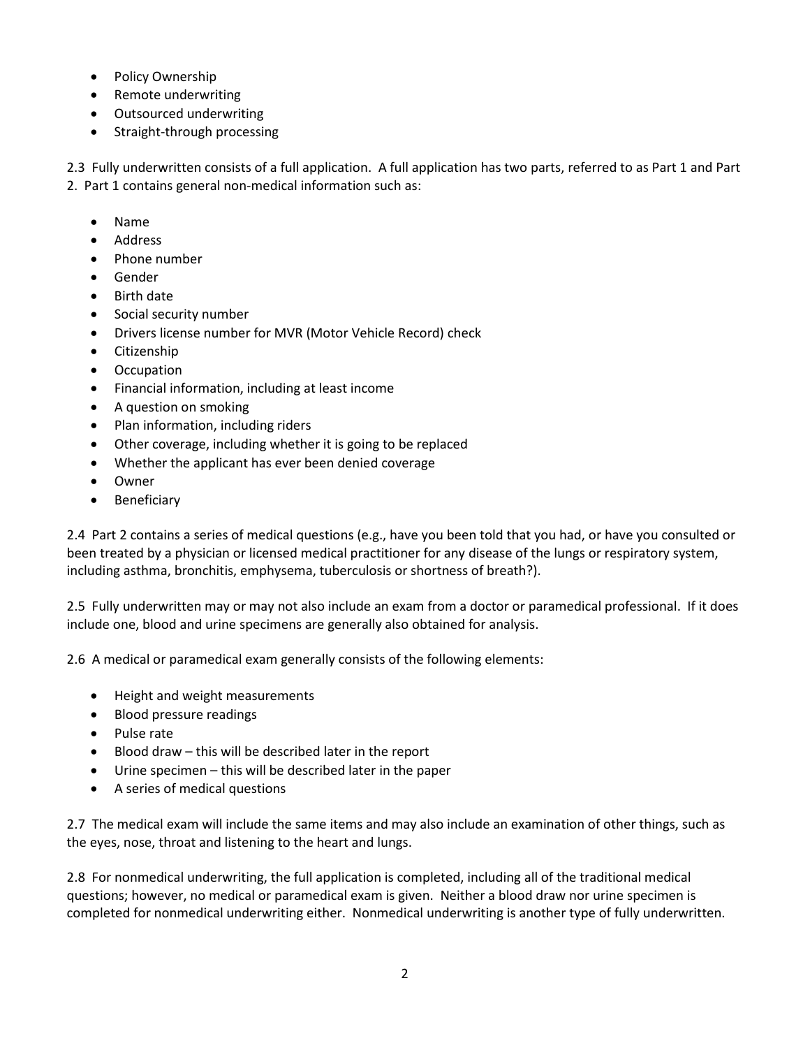- Policy Ownership
- Remote underwriting
- Outsourced underwriting
- Straight-through processing

2.3 Fully underwritten consists of a full application. A full application has two parts, referred to as Part 1 and Part 2. Part 1 contains general non-medical information such as:

- Name
- Address
- Phone number
- Gender
- Birth date
- Social security number
- Drivers license number for MVR (Motor Vehicle Record) check
- Citizenship
- Occupation
- Financial information, including at least income
- A question on smoking
- Plan information, including riders
- Other coverage, including whether it is going to be replaced
- Whether the applicant has ever been denied coverage
- Owner
- Beneficiary

2.4 Part 2 contains a series of medical questions (e.g., have you been told that you had, or have you consulted or been treated by a physician or licensed medical practitioner for any disease of the lungs or respiratory system, including asthma, bronchitis, emphysema, tuberculosis or shortness of breath?).

2.5 Fully underwritten may or may not also include an exam from a doctor or paramedical professional. If it does include one, blood and urine specimens are generally also obtained for analysis.

2.6 A medical or paramedical exam generally consists of the following elements:

- Height and weight measurements
- Blood pressure readings
- Pulse rate
- Blood draw – this will be described later in the report
- Urine specimen – this will be described later in the paper
- A series of medical questions

2.7 The medical exam will include the same items and may also include an examination of other things, such as the eyes, nose, throat and listening to the heart and lungs.

2.8 For nonmedical underwriting, the full application is completed, including all of the traditional medical questions; however, no medical or paramedical exam is given. Neither a blood draw nor urine specimen is completed for nonmedical underwriting either. Nonmedical underwriting is another type of fully underwritten.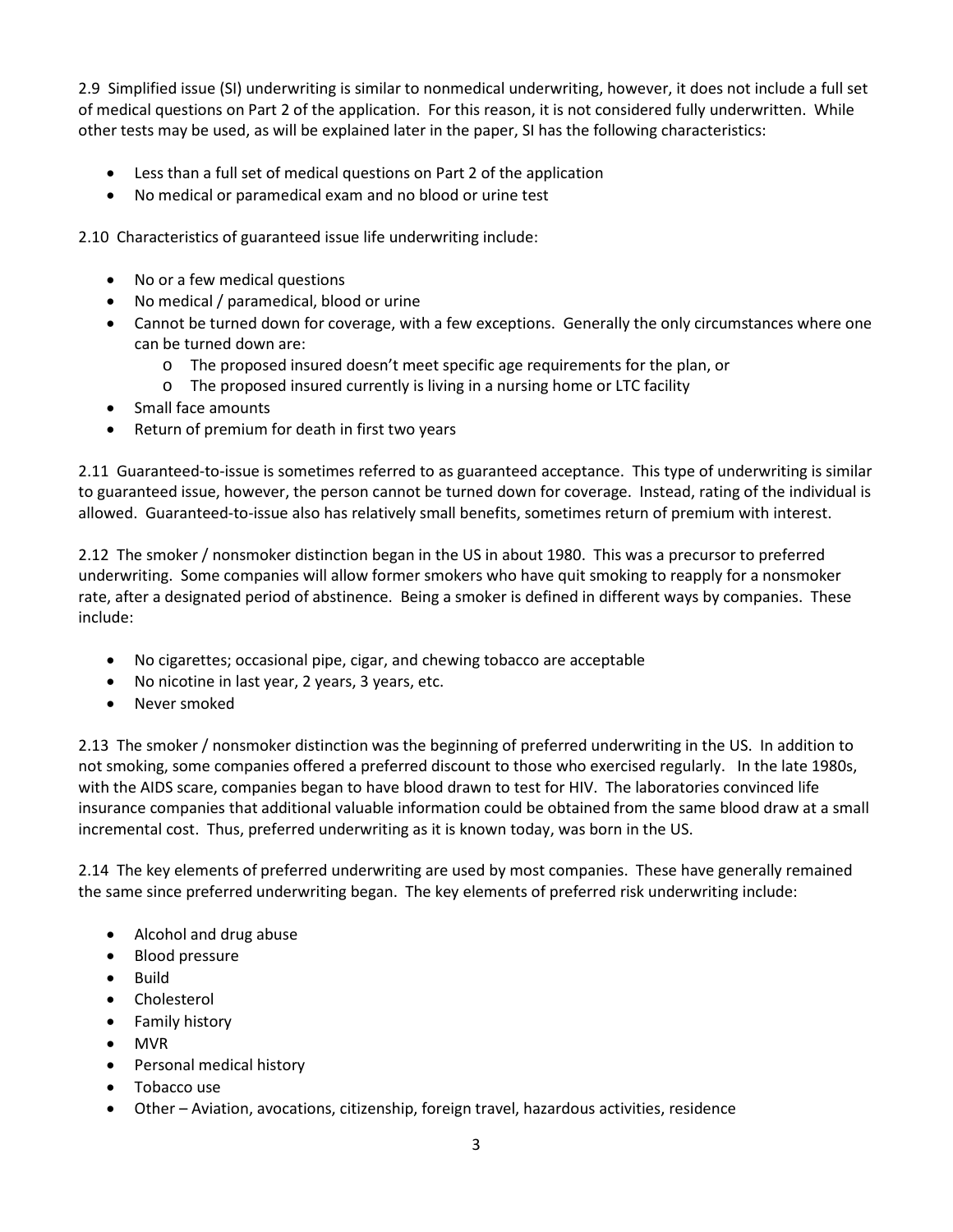2.9 Simplified issue (SI) underwriting is similar to nonmedical underwriting, however, it does not include a full set of medical questions on Part 2 of the application. For this reason, it is not considered fully underwritten. While other tests may be used, as will be explained later in the paper, SI has the following characteristics:

- Less than a full set of medical questions on Part 2 of the application
- No medical or paramedical exam and no blood or urine test

2.10 Characteristics of guaranteed issue life underwriting include:

- No or a few medical questions
- No medical / paramedical, blood or urine
- Cannot be turned down for coverage, with a few exceptions. Generally the only circumstances where one can be turned down are:
  - The proposed insured doesn't meet specific age requirements for the plan, or
  - The proposed insured currently is living in a nursing home or LTC facility
- Small face amounts
- Return of premium for death in first two years

2.11 Guaranteed-to-issue is sometimes referred to as guaranteed acceptance. This type of underwriting is similar to guaranteed issue, however, the person cannot be turned down for coverage. Instead, rating of the individual is allowed. Guaranteed-to-issue also has relatively small benefits, sometimes return of premium with interest.

2.12 The smoker / nonsmoker distinction began in the US in about 1980. This was a precursor to preferred underwriting. Some companies will allow former smokers who have quit smoking to reapply for a nonsmoker rate, after a designated period of abstinence. Being a smoker is defined in different ways by companies. These include:

- No cigarettes; occasional pipe, cigar, and chewing tobacco are acceptable
- No nicotine in last year, 2 years, 3 years, etc.
- Never smoked

2.13 The smoker / nonsmoker distinction was the beginning of preferred underwriting in the US. In addition to not smoking, some companies offered a preferred discount to those who exercised regularly. In the late 1980s, with the AIDS scare, companies began to have blood drawn to test for HIV. The laboratories convinced life insurance companies that additional valuable information could be obtained from the same blood draw at a small incremental cost. Thus, preferred underwriting as it is known today, was born in the US.

2.14 The key elements of preferred underwriting are used by most companies. These have generally remained the same since preferred underwriting began. The key elements of preferred risk underwriting include:

- Alcohol and drug abuse
- Blood pressure
- Build
- Cholesterol
- Family history
- MVR
- Personal medical history
- Tobacco use
- Other – Aviation, avocations, citizenship, foreign travel, hazardous activities, residence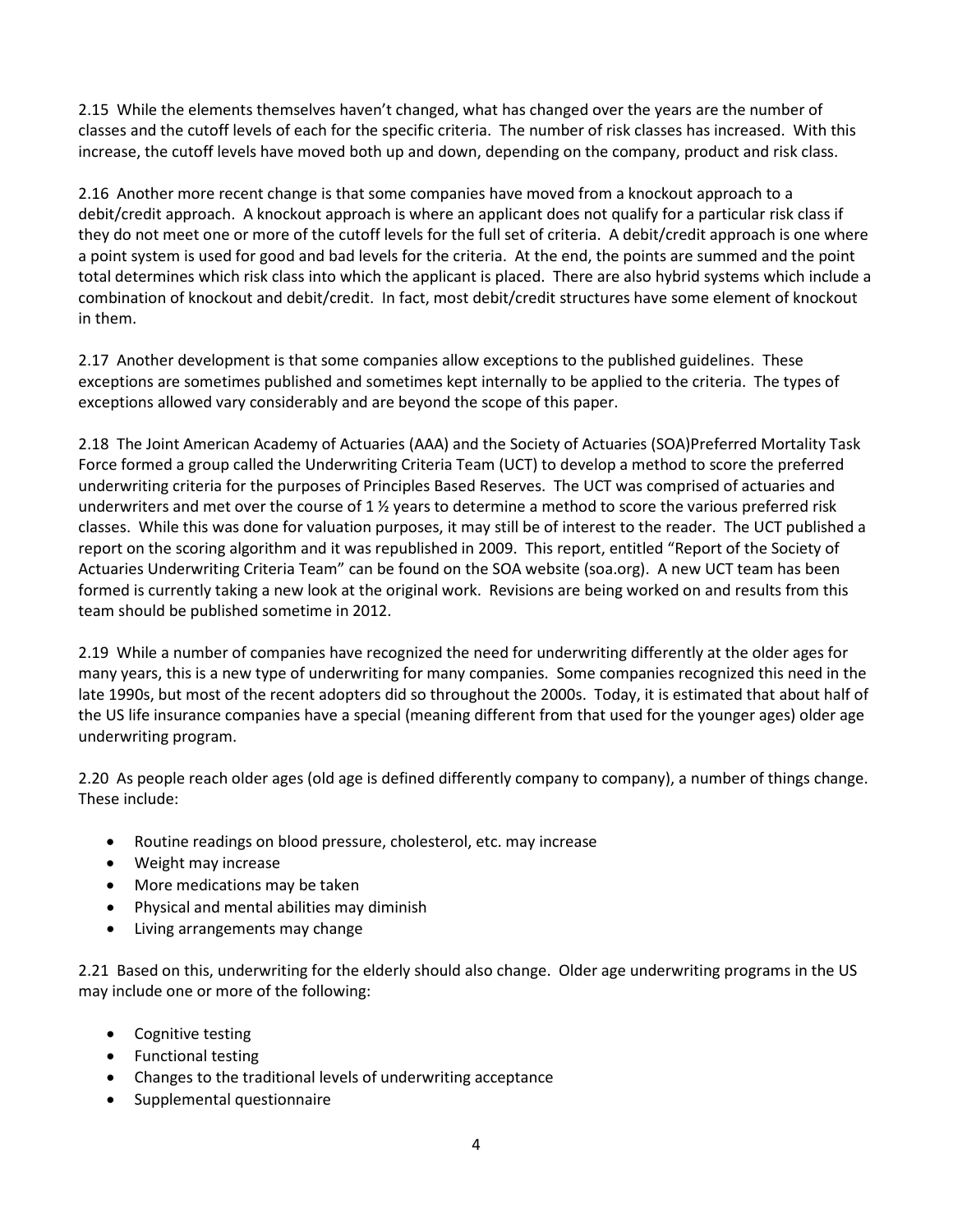2.15 While the elements themselves haven't changed, what has changed over the years are the number of classes and the cutoff levels of each for the specific criteria. The number of risk classes has increased. With this increase, the cutoff levels have moved both up and down, depending on the company, product and risk class.

2.16 Another more recent change is that some companies have moved from a knockout approach to a debit/credit approach. A knockout approach is where an applicant does not qualify for a particular risk class if they do not meet one or more of the cutoff levels for the full set of criteria. A debit/credit approach is one where a point system is used for good and bad levels for the criteria. At the end, the points are summed and the point total determines which risk class into which the applicant is placed. There are also hybrid systems which include a combination of knockout and debit/credit. In fact, most debit/credit structures have some element of knockout in them.

2.17 Another development is that some companies allow exceptions to the published guidelines. These exceptions are sometimes published and sometimes kept internally to be applied to the criteria. The types of exceptions allowed vary considerably and are beyond the scope of this paper.

2.18 The Joint American Academy of Actuaries (AAA) and the Society of Actuaries (SOA)Preferred Mortality Task Force formed a group called the Underwriting Criteria Team (UCT) to develop a method to score the preferred underwriting criteria for the purposes of Principles Based Reserves. The UCT was comprised of actuaries and underwriters and met over the course of 1 ½ years to determine a method to score the various preferred risk classes. While this was done for valuation purposes, it may still be of interest to the reader. The UCT published a report on the scoring algorithm and it was republished in 2009. This report, entitled "Report of the Society of Actuaries Underwriting Criteria Team" can be found on the SOA website (soa.org). A new UCT team has been formed is currently taking a new look at the original work. Revisions are being worked on and results from this team should be published sometime in 2012.

2.19 While a number of companies have recognized the need for underwriting differently at the older ages for many years, this is a new type of underwriting for many companies. Some companies recognized this need in the late 1990s, but most of the recent adopters did so throughout the 2000s. Today, it is estimated that about half of the US life insurance companies have a special (meaning different from that used for the younger ages) older age underwriting program.

2.20 As people reach older ages (old age is defined differently company to company), a number of things change. These include:

- Routine readings on blood pressure, cholesterol, etc. may increase
- Weight may increase
- More medications may be taken
- Physical and mental abilities may diminish
- Living arrangements may change

2.21 Based on this, underwriting for the elderly should also change. Older age underwriting programs in the US may include one or more of the following:

- Cognitive testing
- Functional testing
- Changes to the traditional levels of underwriting acceptance
- Supplemental questionnaire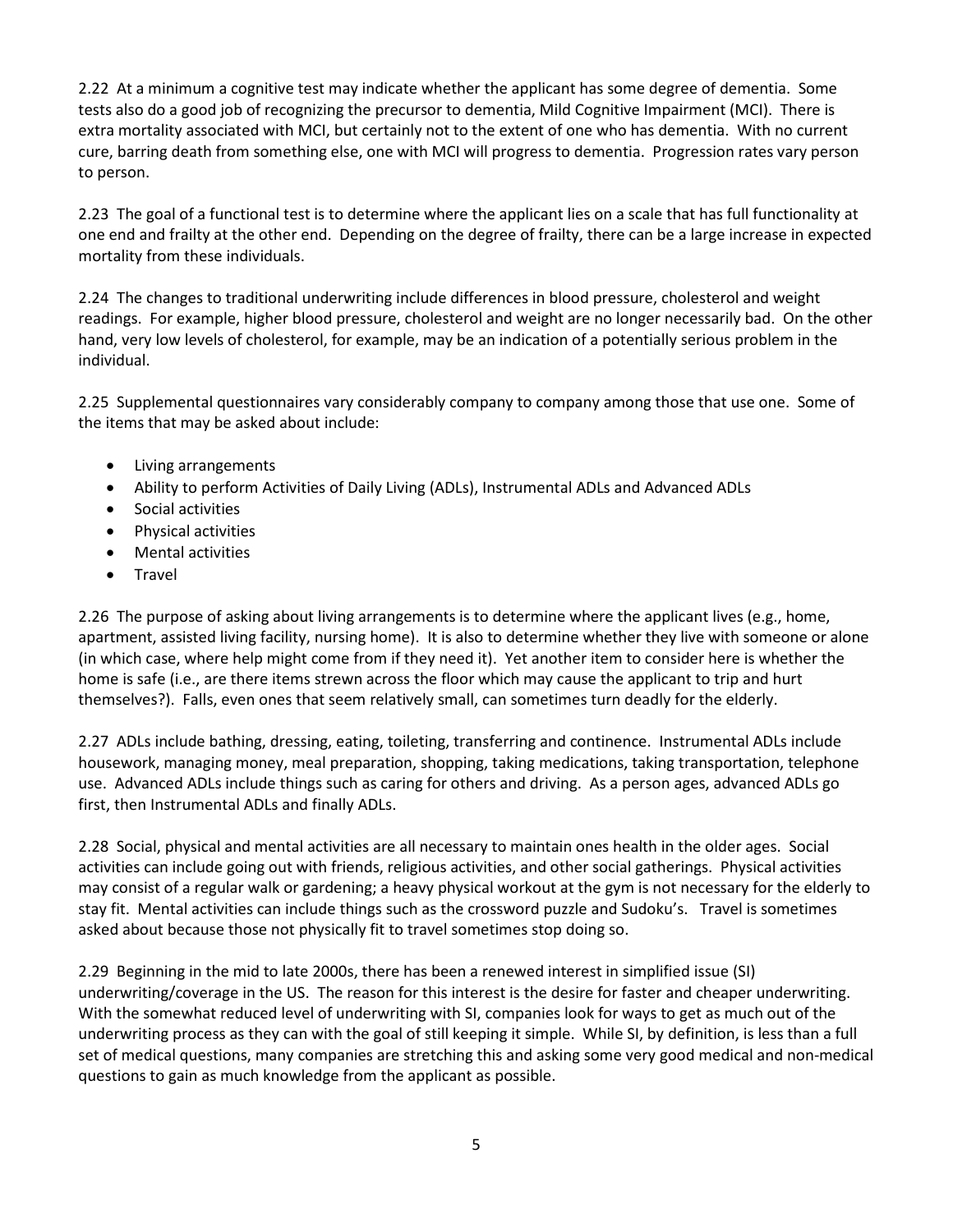2.22 At a minimum a cognitive test may indicate whether the applicant has some degree of dementia. Some tests also do a good job of recognizing the precursor to dementia, Mild Cognitive Impairment (MCI). There is extra mortality associated with MCI, but certainly not to the extent of one who has dementia. With no current cure, barring death from something else, one with MCI will progress to dementia. Progression rates vary person to person.

2.23 The goal of a functional test is to determine where the applicant lies on a scale that has full functionality at one end and frailty at the other end. Depending on the degree of frailty, there can be a large increase in expected mortality from these individuals.

2.24 The changes to traditional underwriting include differences in blood pressure, cholesterol and weight readings. For example, higher blood pressure, cholesterol and weight are no longer necessarily bad. On the other hand, very low levels of cholesterol, for example, may be an indication of a potentially serious problem in the individual.

2.25 Supplemental questionnaires vary considerably company to company among those that use one. Some of the items that may be asked about include:

- Living arrangements
- Ability to perform Activities of Daily Living (ADLs), Instrumental ADLs and Advanced ADLs
- Social activities
- Physical activities
- Mental activities
- Travel

2.26 The purpose of asking about living arrangements is to determine where the applicant lives (e.g., home, apartment, assisted living facility, nursing home). It is also to determine whether they live with someone or alone (in which case, where help might come from if they need it). Yet another item to consider here is whether the home is safe (i.e., are there items strewn across the floor which may cause the applicant to trip and hurt themselves?). Falls, even ones that seem relatively small, can sometimes turn deadly for the elderly.

2.27 ADLs include bathing, dressing, eating, toileting, transferring and continence. Instrumental ADLs include housework, managing money, meal preparation, shopping, taking medications, taking transportation, telephone use. Advanced ADLs include things such as caring for others and driving. As a person ages, advanced ADLs go first, then Instrumental ADLs and finally ADLs.

2.28 Social, physical and mental activities are all necessary to maintain ones health in the older ages. Social activities can include going out with friends, religious activities, and other social gatherings. Physical activities may consist of a regular walk or gardening; a heavy physical workout at the gym is not necessary for the elderly to stay fit. Mental activities can include things such as the crossword puzzle and Sudoku's. Travel is sometimes asked about because those not physically fit to travel sometimes stop doing so.

2.29 Beginning in the mid to late 2000s, there has been a renewed interest in simplified issue (SI) underwriting/coverage in the US. The reason for this interest is the desire for faster and cheaper underwriting. With the somewhat reduced level of underwriting with SI, companies look for ways to get as much out of the underwriting process as they can with the goal of still keeping it simple. While SI, by definition, is less than a full set of medical questions, many companies are stretching this and asking some very good medical and non-medical questions to gain as much knowledge from the applicant as possible.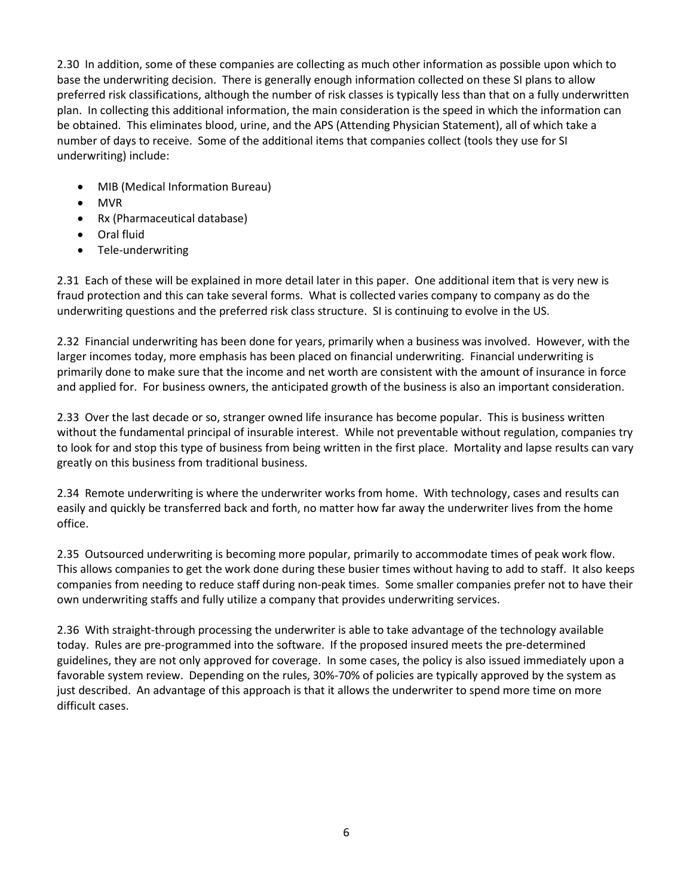2.30 In addition, some of these companies are collecting as much other information as possible upon which to base the underwriting decision. There is generally enough information collected on these SI plans to allow preferred risk classifications, although the number of risk classes is typically less than that on a fully underwritten plan. In collecting this additional information, the main consideration is the speed in which the information can be obtained. This eliminates blood, urine, and the APS (Attending Physician Statement), all of which take a number of days to receive. Some of the additional items that companies collect (tools they use for SI underwriting) include:

- MIB (Medical Information Bureau)
- MVR
- Rx (Pharmaceutical database)
- Oral fluid
- Tele-underwriting

2.31 Each of these will be explained in more detail later in this paper. One additional item that is very new is fraud protection and this can take several forms. What is collected varies company to company as do the underwriting questions and the preferred risk class structure. SI is continuing to evolve in the US.

2.32 Financial underwriting has been done for years, primarily when a business was involved. However, with the larger incomes today, more emphasis has been placed on financial underwriting. Financial underwriting is primarily done to make sure that the income and net worth are consistent with the amount of insurance in force and applied for. For business owners, the anticipated growth of the business is also an important consideration.

2.33 Over the last decade or so, stranger owned life insurance has become popular. This is business written without the fundamental principal of insurable interest. While not preventable without regulation, companies try to look for and stop this type of business from being written in the first place. Mortality and lapse results can vary greatly on this business from traditional business.

2.34 Remote underwriting is where the underwriter works from home. With technology, cases and results can easily and quickly be transferred back and forth, no matter how far away the underwriter lives from the home office.

2.35 Outsourced underwriting is becoming more popular, primarily to accommodate times of peak work flow. This allows companies to get the work done during these busier times without having to add to staff. It also keeps companies from needing to reduce staff during non-peak times. Some smaller companies prefer not to have their own underwriting staffs and fully utilize a company that provides underwriting services.

2.36 With straight-through processing the underwriter is able to take advantage of the technology available today. Rules are pre-programmed into the software. If the proposed insured meets the pre-determined guidelines, they are not only approved for coverage. In some cases, the policy is also issued immediately upon a favorable system review. Depending on the rules, 30%-70% of policies are typically approved by the system as just described. An advantage of this approach is that it allows the underwriter to spend more time on more difficult cases.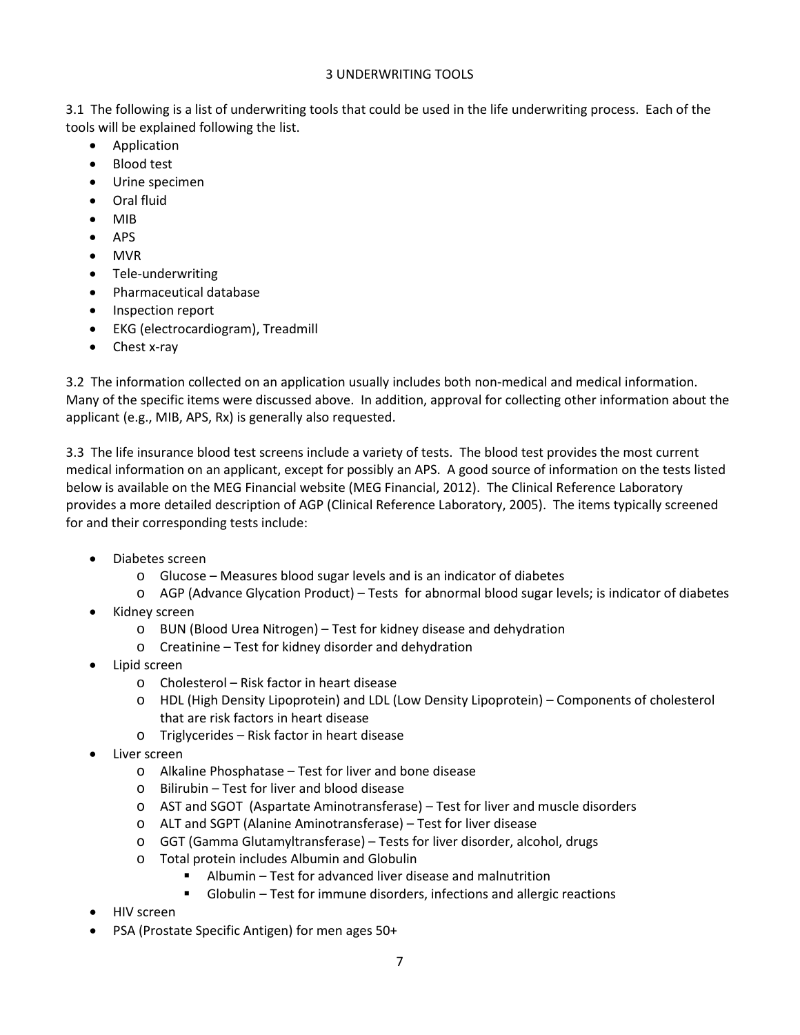# 3 UNDERWRITING TOOLS

3.1 The following is a list of underwriting tools that could be used in the life underwriting process. Each of the tools will be explained following the list.

- Application
- Blood test
- Urine specimen
- Oral fluid
- MIB
- APS
- MVR
- Tele-underwriting
- Pharmaceutical database
- Inspection report
- EKG (electrocardiogram), Treadmill
- Chest x-ray

3.2 The information collected on an application usually includes both non-medical and medical information. Many of the specific items were discussed above. In addition, approval for collecting other information about the applicant (e.g., MIB, APS, Rx) is generally also requested.

3.3 The life insurance blood test screens include a variety of tests. The blood test provides the most current medical information on an applicant, except for possibly an APS. A good source of information on the tests listed below is available on the MEG Financial website (MEG Financial, 2012). The Clinical Reference Laboratory provides a more detailed description of AGP (Clinical Reference Laboratory, 2005). The items typically screened for and their corresponding tests include:

- Diabetes screen
  - Glucose – Measures blood sugar levels and is an indicator of diabetes
  - AGP (Advance Glycation Product) – Tests for abnormal blood sugar levels; is indicator of diabetes
- Kidney screen
  - BUN (Blood Urea Nitrogen) – Test for kidney disease and dehydration
  - Creatinine – Test for kidney disorder and dehydration
- Lipid screen
  - Cholesterol – Risk factor in heart disease
  - HDL (High Density Lipoprotein) and LDL (Low Density Lipoprotein) – Components of cholesterol that are risk factors in heart disease
  - Triglycerides – Risk factor in heart disease
- Liver screen
  - Alkaline Phosphatase – Test for liver and bone disease
  - Bilirubin – Test for liver and blood disease
  - AST and SGOT (Aspartate Aminotransferase) – Test for liver and muscle disorders
  - ALT and SGPT (Alanine Aminotransferase) – Test for liver disease
  - GGT (Gamma Glutamyltransferase) – Tests for liver disorder, alcohol, drugs
  - Total protein includes Albumin and Globulin
    - Albumin – Test for advanced liver disease and malnutrition
    - Globulin – Test for immune disorders, infections and allergic reactions
- HIV screen
- PSA (Prostate Specific Antigen) for men ages 50+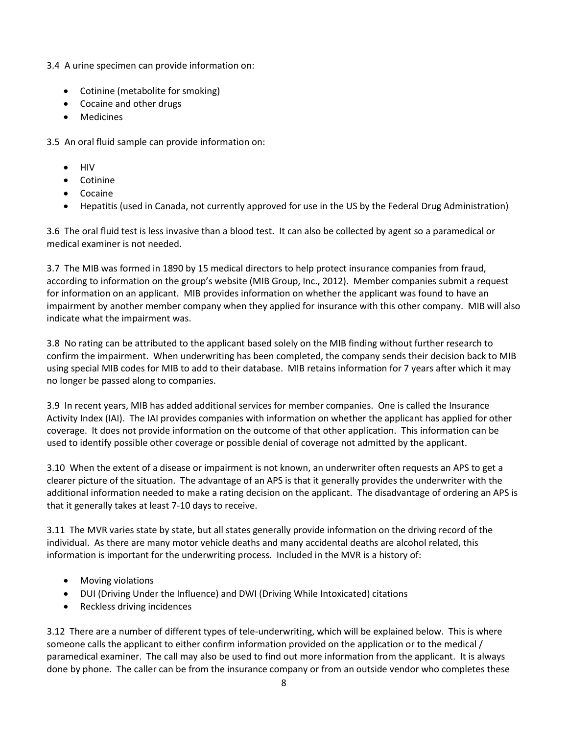3.4 A urine specimen can provide information on:

- Cotinine (metabolite for smoking)
- Cocaine and other drugs
- Medicines

3.5 An oral fluid sample can provide information on:

- HIV
- Cotinine
- Cocaine
- Hepatitis (used in Canada, not currently approved for use in the US by the Federal Drug Administration)

3.6 The oral fluid test is less invasive than a blood test. It can also be collected by agent so a paramedical or medical examiner is not needed.

3.7 The MIB was formed in 1890 by 15 medical directors to help protect insurance companies from fraud, according to information on the group's website (MIB Group, Inc., 2012). Member companies submit a request for information on an applicant. MIB provides information on whether the applicant was found to have an impairment by another member company when they applied for insurance with this other company. MIB will also indicate what the impairment was.

3.8 No rating can be attributed to the applicant based solely on the MIB finding without further research to confirm the impairment. When underwriting has been completed, the company sends their decision back to MIB using special MIB codes for MIB to add to their database. MIB retains information for 7 years after which it may no longer be passed along to companies.

3.9 In recent years, MIB has added additional services for member companies. One is called the Insurance Activity Index (IAI). The IAI provides companies with information on whether the applicant has applied for other coverage. It does not provide information on the outcome of that other application. This information can be used to identify possible other coverage or possible denial of coverage not admitted by the applicant.

3.10 When the extent of a disease or impairment is not known, an underwriter often requests an APS to get a clearer picture of the situation. The advantage of an APS is that it generally provides the underwriter with the additional information needed to make a rating decision on the applicant. The disadvantage of ordering an APS is that it generally takes at least 7-10 days to receive.

3.11 The MVR varies state by state, but all states generally provide information on the driving record of the individual. As there are many motor vehicle deaths and many accidental deaths are alcohol related, this information is important for the underwriting process. Included in the MVR is a history of:

- Moving violations
- DUI (Driving Under the Influence) and DWI (Driving While Intoxicated) citations
- Reckless driving incidences

3.12 There are a number of different types of tele-underwriting, which will be explained below. This is where someone calls the applicant to either confirm information provided on the application or to the medical / paramedical examiner. The call may also be used to find out more information from the applicant. It is always done by phone. The caller can be from the insurance company or from an outside vendor who completes these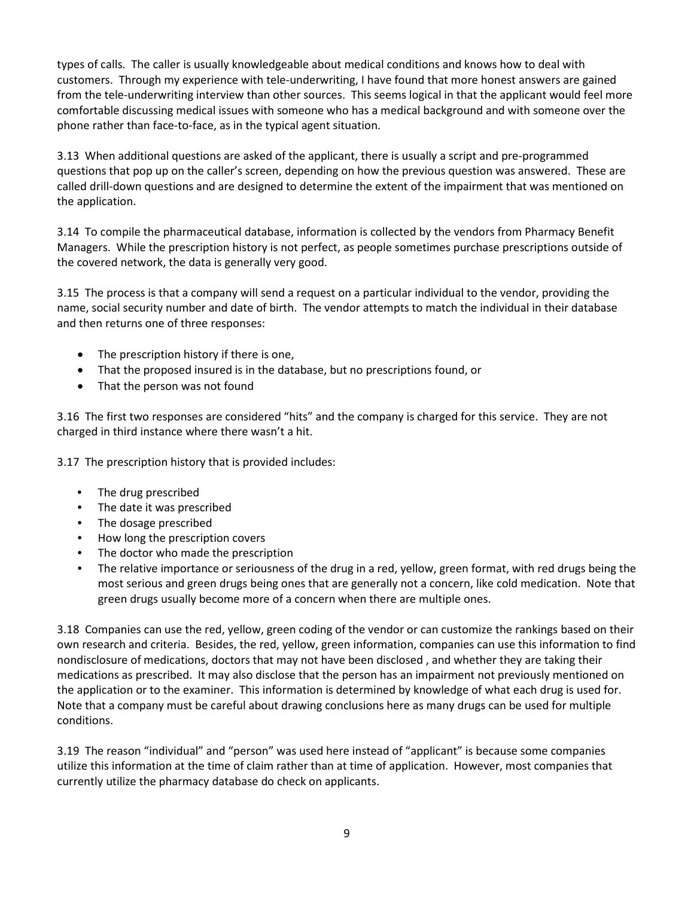types of calls. The caller is usually knowledgeable about medical conditions and knows how to deal with customers. Through my experience with tele-underwriting, I have found that more honest answers are gained from the tele-underwriting interview than other sources. This seems logical in that the applicant would feel more comfortable discussing medical issues with someone who has a medical background and with someone over the phone rather than face-to-face, as in the typical agent situation.

3.13 When additional questions are asked of the applicant, there is usually a script and pre-programmed questions that pop up on the caller's screen, depending on how the previous question was answered. These are called drill-down questions and are designed to determine the extent of the impairment that was mentioned on the application.

3.14 To compile the pharmaceutical database, information is collected by the vendors from Pharmacy Benefit Managers. While the prescription history is not perfect, as people sometimes purchase prescriptions outside of the covered network, the data is generally very good.

3.15 The process is that a company will send a request on a particular individual to the vendor, providing the name, social security number and date of birth. The vendor attempts to match the individual in their database and then returns one of three responses:

- The prescription history if there is one,
- That the proposed insured is in the database, but no prescriptions found, or
- That the person was not found

3.16 The first two responses are considered "hits" and the company is charged for this service. They are not charged in third instance where there wasn't a hit.

3.17 The prescription history that is provided includes:

- The drug prescribed
- The date it was prescribed
- The dosage prescribed
- How long the prescription covers
- The doctor who made the prescription
- The relative importance or seriousness of the drug in a red, yellow, green format, with red drugs being the most serious and green drugs being ones that are generally not a concern, like cold medication. Note that green drugs usually become more of a concern when there are multiple ones.

3.18 Companies can use the red, yellow, green coding of the vendor or can customize the rankings based on their own research and criteria. Besides, the red, yellow, green information, companies can use this information to find nondisclosure of medications, doctors that may not have been disclosed , and whether they are taking their medications as prescribed. It may also disclose that the person has an impairment not previously mentioned on the application or to the examiner. This information is determined by knowledge of what each drug is used for. Note that a company must be careful about drawing conclusions here as many drugs can be used for multiple conditions.

3.19 The reason "individual" and "person" was used here instead of "applicant" is because some companies utilize this information at the time of claim rather than at time of application. However, most companies that currently utilize the pharmacy database do check on applicants.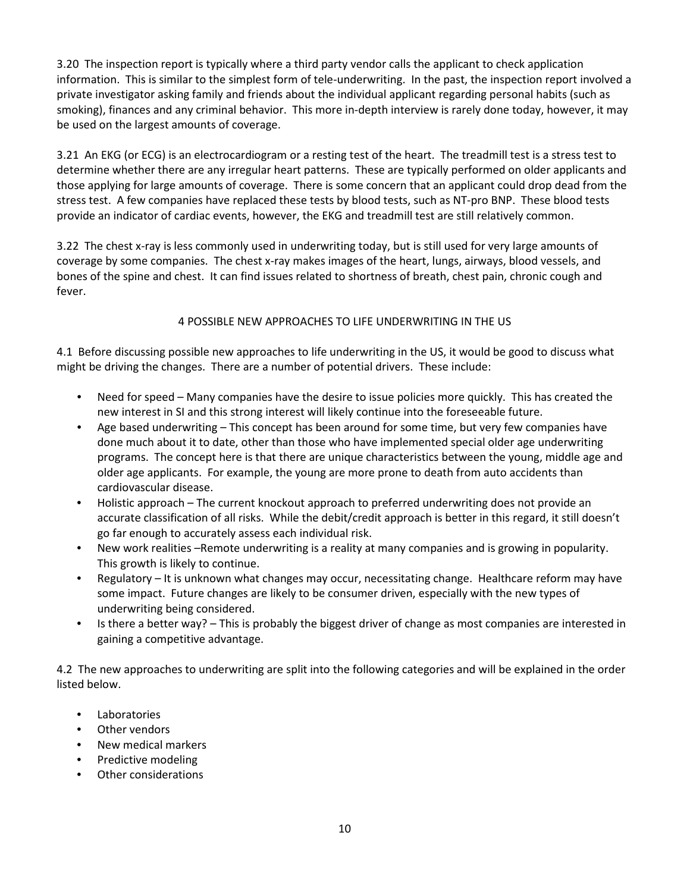3.20 The inspection report is typically where a third party vendor calls the applicant to check application information. This is similar to the simplest form of tele-underwriting. In the past, the inspection report involved a private investigator asking family and friends about the individual applicant regarding personal habits (such as smoking), finances and any criminal behavior. This more in-depth interview is rarely done today, however, it may be used on the largest amounts of coverage.

3.21 An EKG (or ECG) is an electrocardiogram or a resting test of the heart. The treadmill test is a stress test to determine whether there are any irregular heart patterns. These are typically performed on older applicants and those applying for large amounts of coverage. There is some concern that an applicant could drop dead from the stress test. A few companies have replaced these tests by blood tests, such as NT-pro BNP. These blood tests provide an indicator of cardiac events, however, the EKG and treadmill test are still relatively common.

3.22 The chest x-ray is less commonly used in underwriting today, but is still used for very large amounts of coverage by some companies. The chest x-ray makes images of the heart, lungs, airways, blood vessels, and bones of the spine and chest. It can find issues related to shortness of breath, chest pain, chronic cough and fever.

## 4 POSSIBLE NEW APPROACHES TO LIFE UNDERWRITING IN THE US

4.1 Before discussing possible new approaches to life underwriting in the US, it would be good to discuss what might be driving the changes. There are a number of potential drivers. These include:

- Need for speed – Many companies have the desire to issue policies more quickly. This has created the new interest in SI and this strong interest will likely continue into the foreseeable future.
- Age based underwriting – This concept has been around for some time, but very few companies have done much about it to date, other than those who have implemented special older age underwriting programs. The concept here is that there are unique characteristics between the young, middle age and older age applicants. For example, the young are more prone to death from auto accidents than cardiovascular disease.
- Holistic approach – The current knockout approach to preferred underwriting does not provide an accurate classification of all risks. While the debit/credit approach is better in this regard, it still doesn't go far enough to accurately assess each individual risk.
- New work realities –Remote underwriting is a reality at many companies and is growing in popularity. This growth is likely to continue.
- Regulatory – It is unknown what changes may occur, necessitating change. Healthcare reform may have some impact. Future changes are likely to be consumer driven, especially with the new types of underwriting being considered.
- Is there a better way? – This is probably the biggest driver of change as most companies are interested in gaining a competitive advantage.

4.2 The new approaches to underwriting are split into the following categories and will be explained in the order listed below.

- Laboratories
- Other vendors
- New medical markers
- Predictive modeling
- Other considerations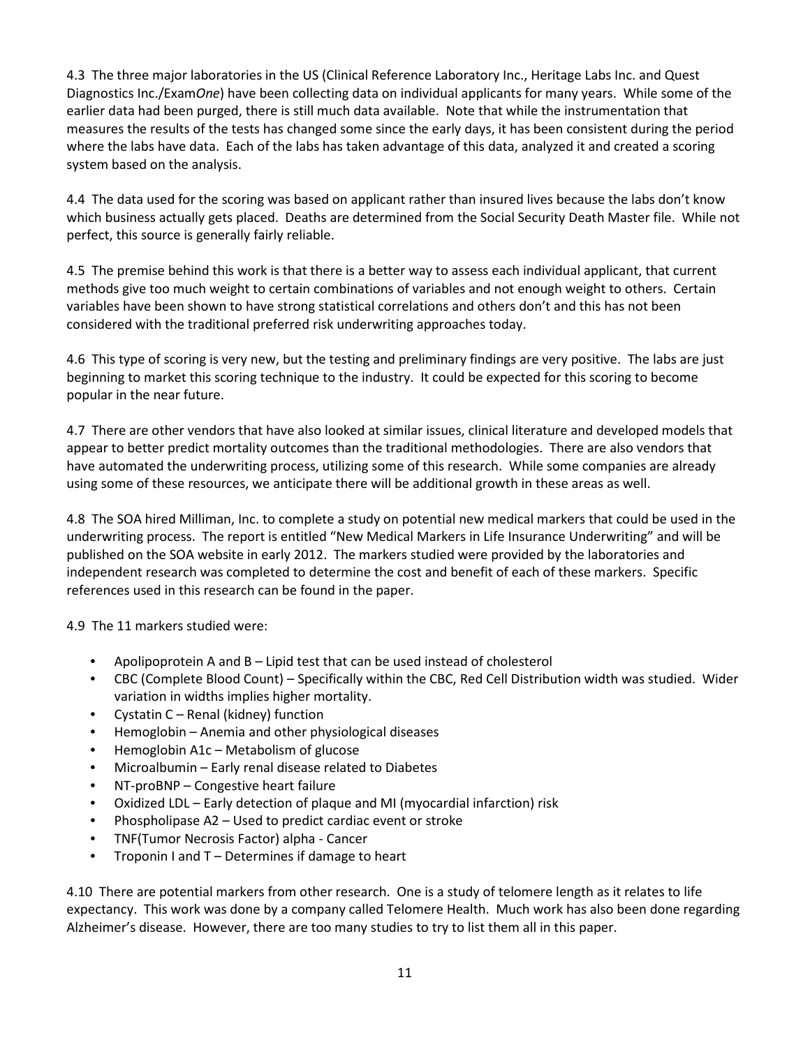4.3 The three major laboratories in the US (Clinical Reference Laboratory Inc., Heritage Labs Inc. and Quest Diagnostics Inc./Exam*One*) have been collecting data on individual applicants for many years. While some of the earlier data had been purged, there is still much data available. Note that while the instrumentation that measures the results of the tests has changed some since the early days, it has been consistent during the period where the labs have data. Each of the labs has taken advantage of this data, analyzed it and created a scoring system based on the analysis.

4.4 The data used for the scoring was based on applicant rather than insured lives because the labs don't know which business actually gets placed. Deaths are determined from the Social Security Death Master file. While not perfect, this source is generally fairly reliable.

4.5 The premise behind this work is that there is a better way to assess each individual applicant, that current methods give too much weight to certain combinations of variables and not enough weight to others. Certain variables have been shown to have strong statistical correlations and others don't and this has not been considered with the traditional preferred risk underwriting approaches today.

4.6 This type of scoring is very new, but the testing and preliminary findings are very positive. The labs are just beginning to market this scoring technique to the industry. It could be expected for this scoring to become popular in the near future.

4.7 There are other vendors that have also looked at similar issues, clinical literature and developed models that appear to better predict mortality outcomes than the traditional methodologies. There are also vendors that have automated the underwriting process, utilizing some of this research. While some companies are already using some of these resources, we anticipate there will be additional growth in these areas as well.

4.8 The SOA hired Milliman, Inc. to complete a study on potential new medical markers that could be used in the underwriting process. The report is entitled "New Medical Markers in Life Insurance Underwriting" and will be published on the SOA website in early 2012. The markers studied were provided by the laboratories and independent research was completed to determine the cost and benefit of each of these markers. Specific references used in this research can be found in the paper.

4.9 The 11 markers studied were:

- Apolipoprotein A and B – Lipid test that can be used instead of cholesterol
- CBC (Complete Blood Count) – Specifically within the CBC, Red Cell Distribution width was studied. Wider variation in widths implies higher mortality.
- Cystatin C – Renal (kidney) function
- Hemoglobin – Anemia and other physiological diseases
- Hemoglobin A1c – Metabolism of glucose
- Microalbumin – Early renal disease related to Diabetes
- NT-proBNP – Congestive heart failure
- Oxidized LDL – Early detection of plaque and MI (myocardial infarction) risk
- Phospholipase A2 – Used to predict cardiac event or stroke
- TNF(Tumor Necrosis Factor) alpha - Cancer
- Troponin I and T – Determines if damage to heart

4.10 There are potential markers from other research. One is a study of telomere length as it relates to life expectancy. This work was done by a company called Telomere Health. Much work has also been done regarding Alzheimer's disease. However, there are too many studies to try to list them all in this paper.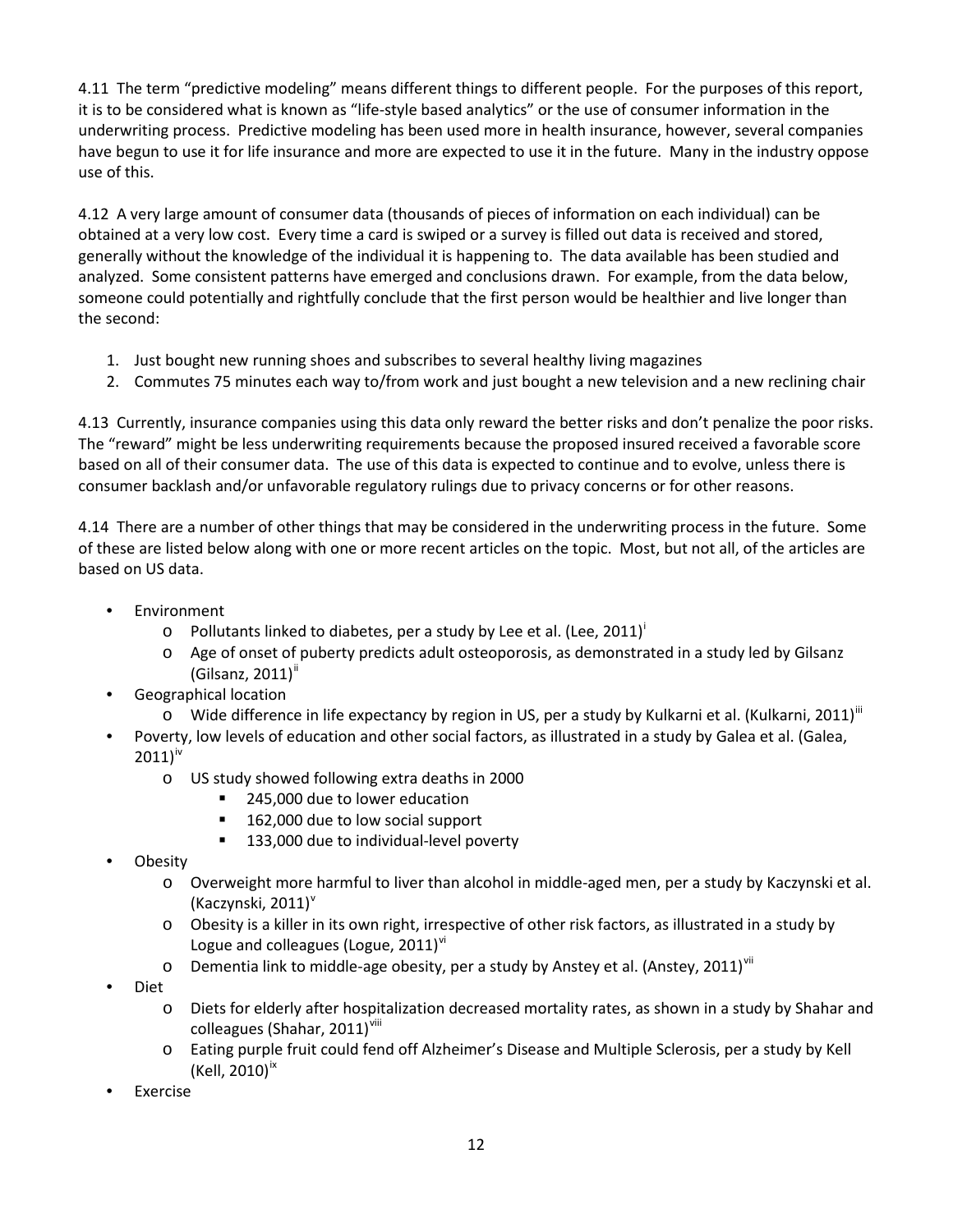4.11 The term "predictive modeling" means different things to different people. For the purposes of this report, it is to be considered what is known as "life-style based analytics" or the use of consumer information in the underwriting process. Predictive modeling has been used more in health insurance, however, several companies have begun to use it for life insurance and more are expected to use it in the future. Many in the industry oppose use of this.

4.12 A very large amount of consumer data (thousands of pieces of information on each individual) can be obtained at a very low cost. Every time a card is swiped or a survey is filled out data is received and stored, generally without the knowledge of the individual it is happening to. The data available has been studied and analyzed. Some consistent patterns have emerged and conclusions drawn. For example, from the data below, someone could potentially and rightfully conclude that the first person would be healthier and live longer than the second:

1. Just bought new running shoes and subscribes to several healthy living magazines
2. Commutes 75 minutes each way to/from work and just bought a new television and a new reclining chair

4.13 Currently, insurance companies using this data only reward the better risks and don't penalize the poor risks. The "reward" might be less underwriting requirements because the proposed insured received a favorable score based on all of their consumer data. The use of this data is expected to continue and to evolve, unless there is consumer backlash and/or unfavorable regulatory rulings due to privacy concerns or for other reasons.

4.14 There are a number of other things that may be considered in the underwriting process in the future. Some of these are listed below along with one or more recent articles on the topic. Most, but not all, of the articles are based on US data.

- Environment
  - Pollutants linked to diabetes, per a study by Lee et al. (Lee, 2011)[i]
  - Age of onset of puberty predicts adult osteoporosis, as demonstrated in a study led by Gilsanz (Gilsanz, 2011)[ii]
- Geographical location
  - Wide difference in life expectancy by region in US, per a study by Kulkarni et al. (Kulkarni, 2011)[iii]
- Poverty, low levels of education and other social factors, as illustrated in a study by Galea et al. (Galea, 2011)[iv]
  - US study showed following extra deaths in 2000
    - 245,000 due to lower education
    - 162,000 due to low social support
    - 133,000 due to individual-level poverty
- Obesity
  - Overweight more harmful to liver than alcohol in middle-aged men, per a study by Kaczynski et al. (Kaczynski, 2011)[v]
  - Obesity is a killer in its own right, irrespective of other risk factors, as illustrated in a study by Logue and colleagues (Logue, 2011)[vi]
  - Dementia link to middle-age obesity, per a study by Anstey et al. (Anstey, 2011)[vii]
- Diet
  - Diets for elderly after hospitalization decreased mortality rates, as shown in a study by Shahar and colleagues (Shahar, 2011)[viii]
  - Eating purple fruit could fend off Alzheimer's Disease and Multiple Sclerosis, per a study by Kell (Kell, 2010)[ix]
- Exercise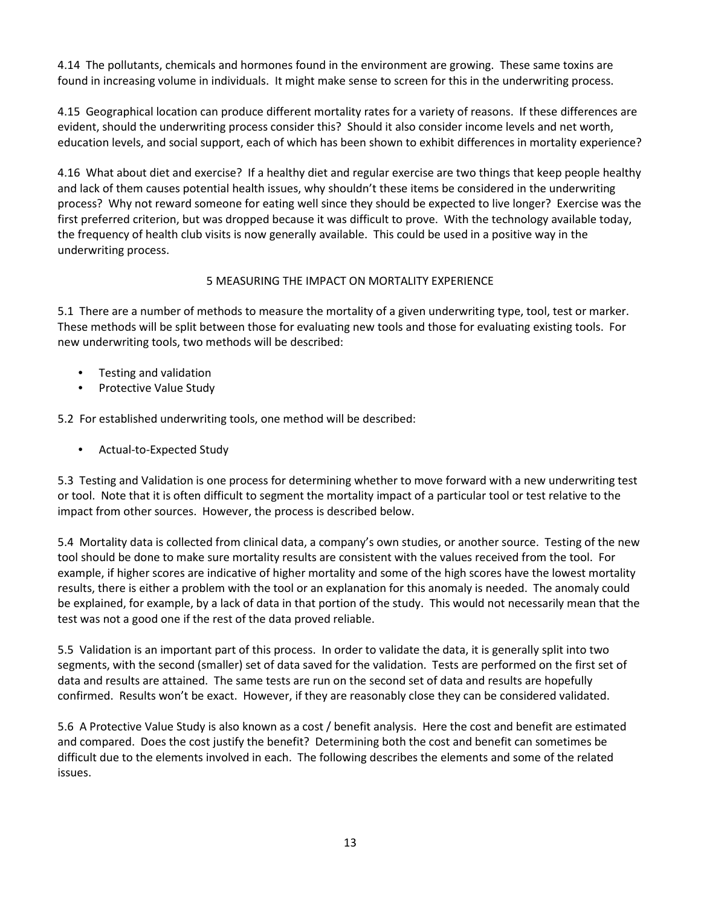4.14 The pollutants, chemicals and hormones found in the environment are growing. These same toxins are found in increasing volume in individuals. It might make sense to screen for this in the underwriting process.

4.15 Geographical location can produce different mortality rates for a variety of reasons. If these differences are evident, should the underwriting process consider this? Should it also consider income levels and net worth, education levels, and social support, each of which has been shown to exhibit differences in mortality experience?

4.16 What about diet and exercise? If a healthy diet and regular exercise are two things that keep people healthy and lack of them causes potential health issues, why shouldn't these items be considered in the underwriting process? Why not reward someone for eating well since they should be expected to live longer? Exercise was the first preferred criterion, but was dropped because it was difficult to prove. With the technology available today, the frequency of health club visits is now generally available. This could be used in a positive way in the underwriting process.

## 5 MEASURING THE IMPACT ON MORTALITY EXPERIENCE

5.1 There are a number of methods to measure the mortality of a given underwriting type, tool, test or marker. These methods will be split between those for evaluating new tools and those for evaluating existing tools. For new underwriting tools, two methods will be described:

- Testing and validation
- Protective Value Study

5.2 For established underwriting tools, one method will be described:

- Actual-to-Expected Study

5.3 Testing and Validation is one process for determining whether to move forward with a new underwriting test or tool. Note that it is often difficult to segment the mortality impact of a particular tool or test relative to the impact from other sources. However, the process is described below.

5.4 Mortality data is collected from clinical data, a company's own studies, or another source. Testing of the new tool should be done to make sure mortality results are consistent with the values received from the tool. For example, if higher scores are indicative of higher mortality and some of the high scores have the lowest mortality results, there is either a problem with the tool or an explanation for this anomaly is needed. The anomaly could be explained, for example, by a lack of data in that portion of the study. This would not necessarily mean that the test was not a good one if the rest of the data proved reliable.

5.5 Validation is an important part of this process. In order to validate the data, it is generally split into two segments, with the second (smaller) set of data saved for the validation. Tests are performed on the first set of data and results are attained. The same tests are run on the second set of data and results are hopefully confirmed. Results won't be exact. However, if they are reasonably close they can be considered validated.

5.6 A Protective Value Study is also known as a cost / benefit analysis. Here the cost and benefit are estimated and compared. Does the cost justify the benefit? Determining both the cost and benefit can sometimes be difficult due to the elements involved in each. The following describes the elements and some of the related issues.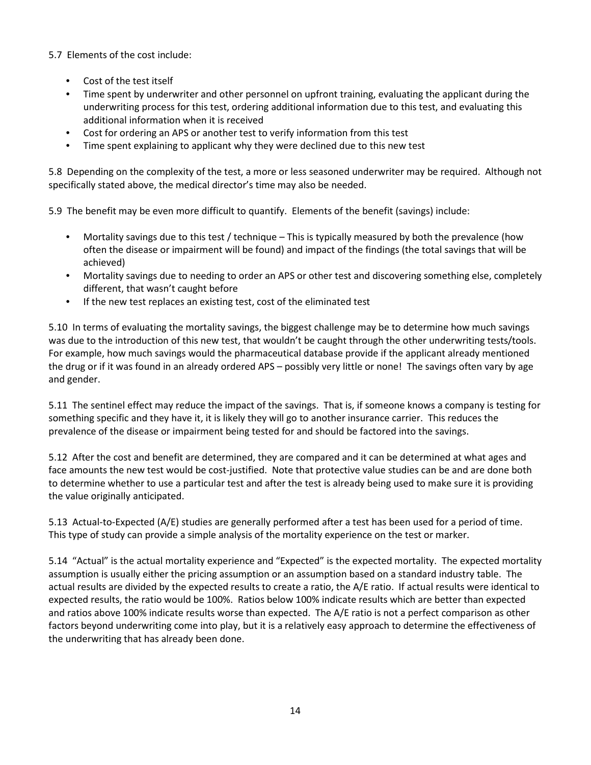5.7 Elements of the cost include:

- Cost of the test itself
- Time spent by underwriter and other personnel on upfront training, evaluating the applicant during the underwriting process for this test, ordering additional information due to this test, and evaluating this additional information when it is received
- Cost for ordering an APS or another test to verify information from this test
- Time spent explaining to applicant why they were declined due to this new test

5.8 Depending on the complexity of the test, a more or less seasoned underwriter may be required. Although not specifically stated above, the medical director's time may also be needed.

5.9 The benefit may be even more difficult to quantify. Elements of the benefit (savings) include:

- Mortality savings due to this test / technique – This is typically measured by both the prevalence (how often the disease or impairment will be found) and impact of the findings (the total savings that will be achieved)
- Mortality savings due to needing to order an APS or other test and discovering something else, completely different, that wasn't caught before
- If the new test replaces an existing test, cost of the eliminated test

5.10 In terms of evaluating the mortality savings, the biggest challenge may be to determine how much savings was due to the introduction of this new test, that wouldn't be caught through the other underwriting tests/tools. For example, how much savings would the pharmaceutical database provide if the applicant already mentioned the drug or if it was found in an already ordered APS – possibly very little or none! The savings often vary by age and gender.

5.11 The sentinel effect may reduce the impact of the savings. That is, if someone knows a company is testing for something specific and they have it, it is likely they will go to another insurance carrier. This reduces the prevalence of the disease or impairment being tested for and should be factored into the savings.

5.12 After the cost and benefit are determined, they are compared and it can be determined at what ages and face amounts the new test would be cost-justified. Note that protective value studies can be and are done both to determine whether to use a particular test and after the test is already being used to make sure it is providing the value originally anticipated.

5.13 Actual-to-Expected (A/E) studies are generally performed after a test has been used for a period of time. This type of study can provide a simple analysis of the mortality experience on the test or marker.

5.14 "Actual" is the actual mortality experience and "Expected" is the expected mortality. The expected mortality assumption is usually either the pricing assumption or an assumption based on a standard industry table. The actual results are divided by the expected results to create a ratio, the A/E ratio. If actual results were identical to expected results, the ratio would be 100%. Ratios below 100% indicate results which are better than expected and ratios above 100% indicate results worse than expected. The A/E ratio is not a perfect comparison as other factors beyond underwriting come into play, but it is a relatively easy approach to determine the effectiveness of the underwriting that has already been done.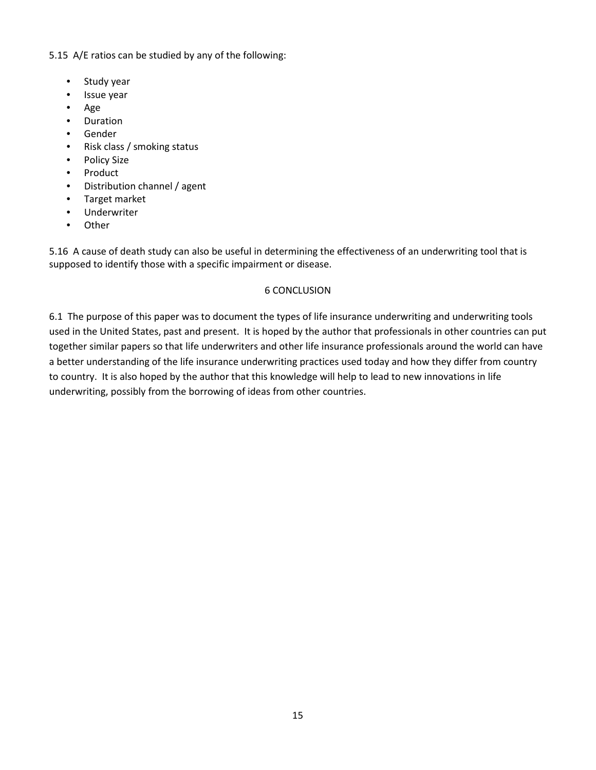5.15 A/E ratios can be studied by any of the following:

- Study year
- Issue year
- Age
- Duration
- Gender
- Risk class / smoking status
- Policy Size
- Product
- Distribution channel / agent
- Target market
- Underwriter
- Other

5.16 A cause of death study can also be useful in determining the effectiveness of an underwriting tool that is supposed to identify those with a specific impairment or disease.

## 6 CONCLUSION

6.1 The purpose of this paper was to document the types of life insurance underwriting and underwriting tools used in the United States, past and present. It is hoped by the author that professionals in other countries can put together similar papers so that life underwriters and other life insurance professionals around the world can have a better understanding of the life insurance underwriting practices used today and how they differ from country to country. It is also hoped by the author that this knowledge will help to lead to new innovations in life underwriting, possibly from the borrowing of ideas from other countries.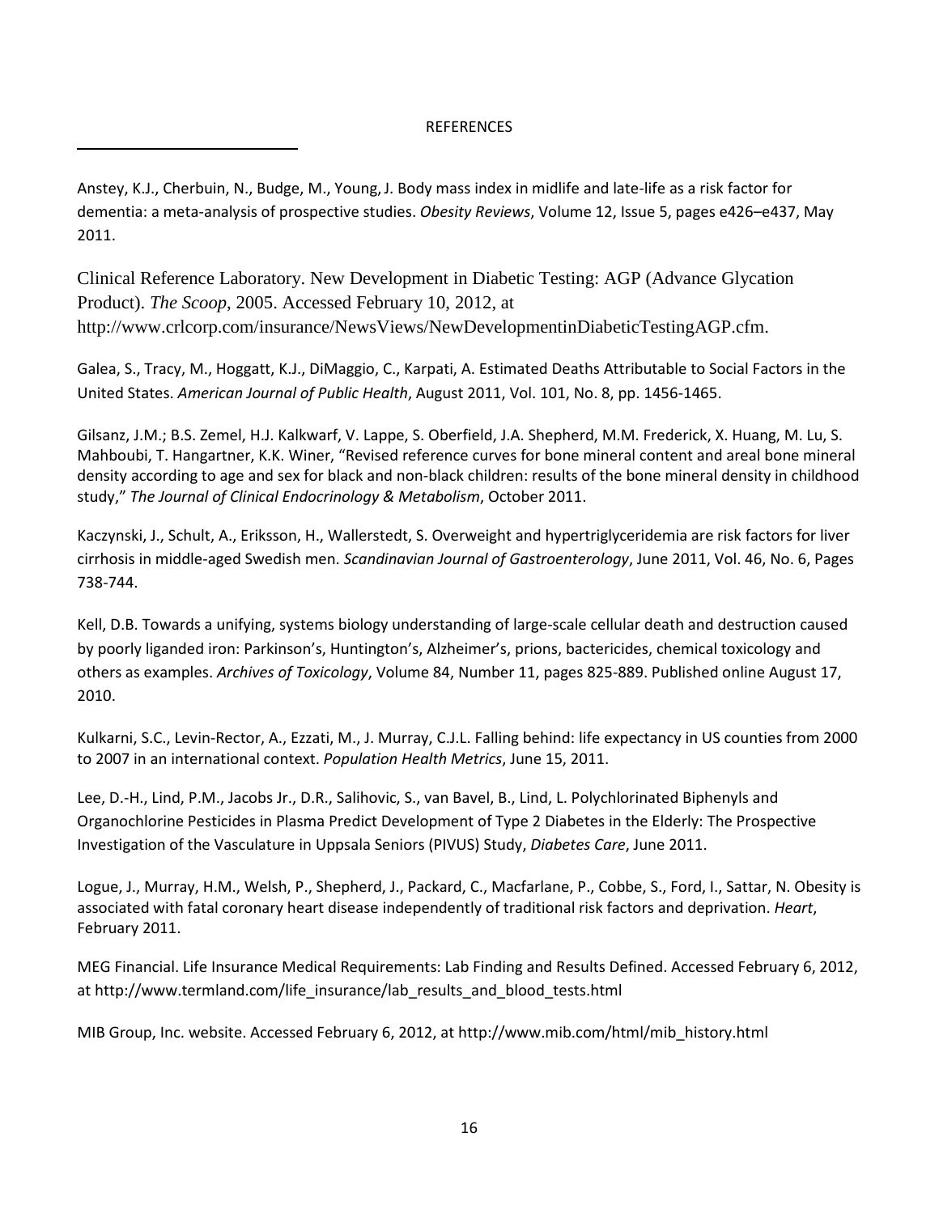## REFERENCES

Anstey, K.J., Cherbuin, N., Budge, M., Young, J. Body mass index in midlife and late-life as a risk factor for dementia: a meta-analysis of prospective studies. *Obesity Reviews*, Volume 12, Issue 5, pages e426–e437, May 2011.

Clinical Reference Laboratory. New Development in Diabetic Testing: AGP (Advance Glycation Product). *The Scoop*, 2005. Accessed February 10, 2012, at http://www.crlcorp.com/insurance/NewsViews/NewDevelopmentinDiabeticTestingAGP.cfm.

Galea, S., Tracy, M., Hoggatt, K.J., DiMaggio, C., Karpati, A. Estimated Deaths Attributable to Social Factors in the United States. *American Journal of Public Health*, August 2011, Vol. 101, No. 8, pp. 1456-1465.

Gilsanz, J.M.; B.S. Zemel, H.J. Kalkwarf, V. Lappe, S. Oberfield, J.A. Shepherd, M.M. Frederick, X. Huang, M. Lu, S. Mahboubi, T. Hangartner, K.K. Winer, "Revised reference curves for bone mineral content and areal bone mineral density according to age and sex for black and non-black children: results of the bone mineral density in childhood study," *The Journal of Clinical Endocrinology & Metabolism*, October 2011.

Kaczynski, J., Schult, A., Eriksson, H., Wallerstedt, S. Overweight and hypertriglyceridemia are risk factors for liver cirrhosis in middle-aged Swedish men. *Scandinavian Journal of Gastroenterology*, June 2011, Vol. 46, No. 6, Pages 738-744.

Kell, D.B. Towards a unifying, systems biology understanding of large-scale cellular death and destruction caused by poorly liganded iron: Parkinson's, Huntington's, Alzheimer's, prions, bactericides, chemical toxicology and others as examples. *Archives of Toxicology*, Volume 84, Number 11, pages 825-889. Published online August 17, 2010.

Kulkarni, S.C., Levin-Rector, A., Ezzati, M., J. Murray, C.J.L. Falling behind: life expectancy in US counties from 2000 to 2007 in an international context. *Population Health Metrics*, June 15, 2011.

Lee, D.-H., Lind, P.M., Jacobs Jr., D.R., Salihovic, S., van Bavel, B., Lind, L. Polychlorinated Biphenyls and Organochlorine Pesticides in Plasma Predict Development of Type 2 Diabetes in the Elderly: The Prospective Investigation of the Vasculature in Uppsala Seniors (PIVUS) Study, *Diabetes Care*, June 2011.

Logue, J., Murray, H.M., Welsh, P., Shepherd, J., Packard, C., Macfarlane, P., Cobbe, S., Ford, I., Sattar, N. Obesity is associated with fatal coronary heart disease independently of traditional risk factors and deprivation. *Heart*, February 2011.

MEG Financial. Life Insurance Medical Requirements: Lab Finding and Results Defined. Accessed February 6, 2012, at http://www.termland.com/life_insurance/lab_results_and_blood_tests.html

MIB Group, Inc. website. Accessed February 6, 2012, at http://www.mib.com/html/mib_history.html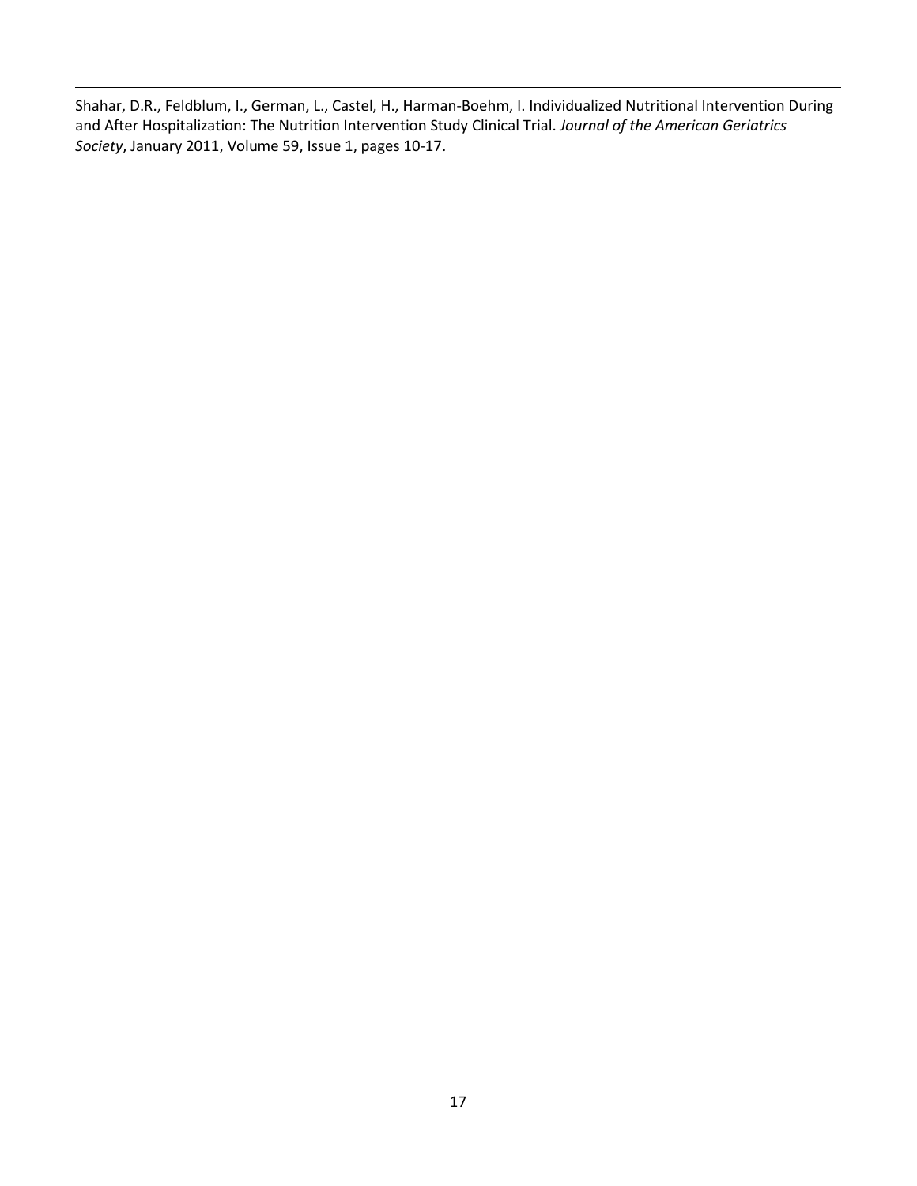Shahar, D.R., Feldblum, I., German, L., Castel, H., Harman-Boehm, I. Individualized Nutritional Intervention During and After Hospitalization: The Nutrition Intervention Study Clinical Trial. *Journal of the American Geriatrics Society*, January 2011, Volume 59, Issue 1, pages 10-17.